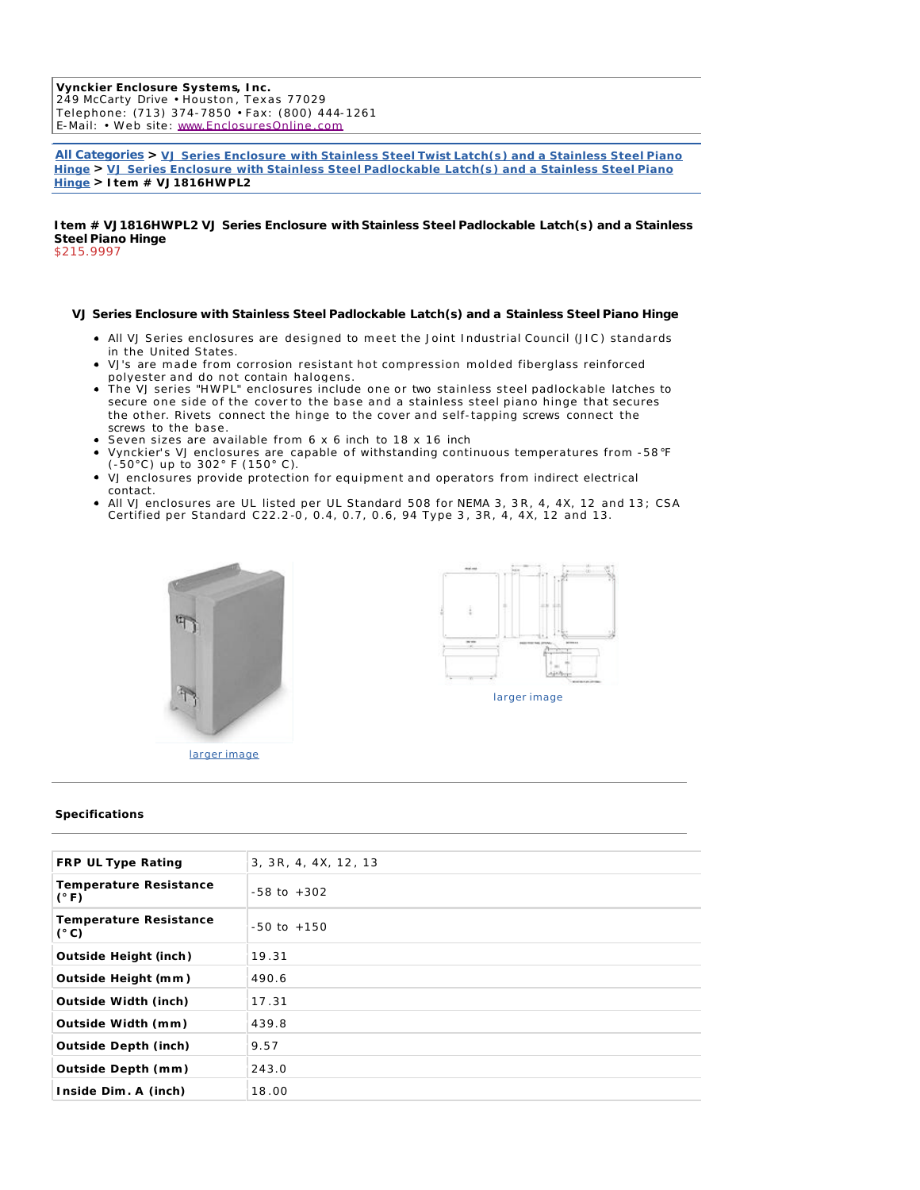**Vynckier Enclosure Systems, Inc.**
249 McCarty Drive • Houston, Texas 77029
Telephone: (713) 374-7850 • Fax: (800) 444-1261
E-Mail: • Web site: www.EnclosuresOnline.com

**All Categories** > **VJ Series Enclosure with Stainless Steel Twist Latch(s) and a Stainless Steel Piano Hinge** > **VJ Series Enclosure with Stainless Steel Padlockable Latch(s) and a Stainless Steel Piano Hinge** > **Item # VJ1816HWPL2**

**Item # VJ1816HWPL2 VJ Series Enclosure with Stainless Steel Padlockable Latch(s) and a Stainless Steel Piano Hinge**
$215.9997

### VJ Series Enclosure with Stainless Steel Padlockable Latch(s) and a Stainless Steel Piano Hinge

- All VJ Series enclosures are designed to meet the Joint Industrial Council (JIC) standards in the United States.
- VJ's are made from corrosion resistant hot compression molded fiberglass reinforced polyester and do not contain halogens.
- The VJ series "HWPL" enclosures include one or two stainless steel padlockable latches to secure one side of the cover to the base and a stainless steel piano hinge that secures the other. Rivets connect the hinge to the cover and self-tapping screws connect the screws to the base.
- Seven sizes are available from 6 x 6 inch to 18 x 16 inch
- Vynckier's VJ enclosures are capable of withstanding continuous temperatures from -58°F (-50°C) up to 302° F (150° C).
- VJ enclosures provide protection for equipment and operators from indirect electrical contact.
- All VJ enclosures are UL listed per UL Standard 508 for NEMA 3, 3R, 4, 4X, 12 and 13; CSA Certified per Standard C22.2-0, 0.4, 0.7, 0.6, 94 Type 3, 3R, 4, 4X, 12 and 13.

larger image

larger image

**Specifications**

| | |
|---|---|
| **FRP UL Type Rating** | 3, 3R, 4, 4X, 12, 13 |
| **Temperature Resistance (°F)** | -58 to +302 |
| **Temperature Resistance (°C)** | -50 to +150 |
| **Outside Height (inch)** | 19.31 |
| **Outside Height (mm)** | 490.6 |
| **Outside Width (inch)** | 17.31 |
| **Outside Width (mm)** | 439.8 |
| **Outside Depth (inch)** | 9.57 |
| **Outside Depth (mm)** | 243.0 |
| **Inside Dim. A (inch)** | 18.00 |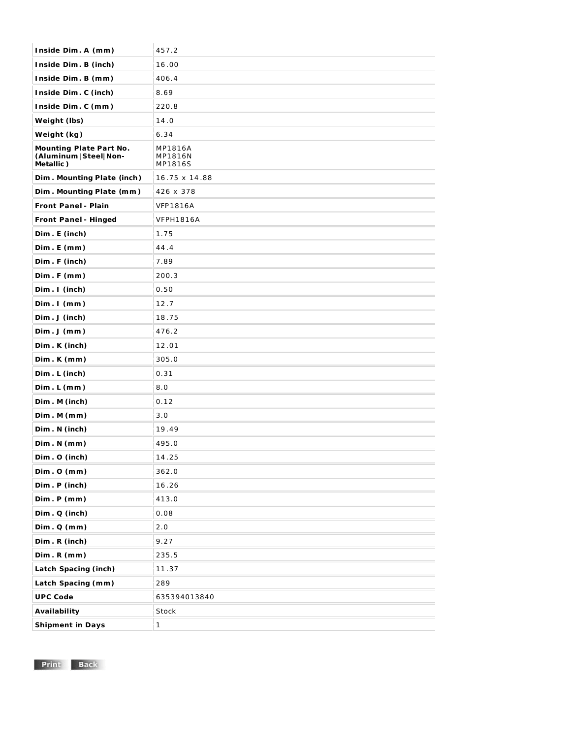| | |
|---|---|
| Inside Dim. A (mm) | 457.2 |
| Inside Dim. B (inch) | 16.00 |
| Inside Dim. B (mm) | 406.4 |
| Inside Dim. C (inch) | 8.69 |
| Inside Dim. C (mm) | 220.8 |
| Weight (lbs) | 14.0 |
| Weight (kg) | 6.34 |
| Mounting Plate Part No. (Aluminum \|Steel\|Non-Metallic) | MP1816A MP1816N MP1816S |
| Dim. Mounting Plate (inch) | 16.75 x 14.88 |
| Dim. Mounting Plate (mm) | 426 x 378 |
| Front Panel - Plain | VFP1816A |
| Front Panel - Hinged | VFPH1816A |
| Dim. E (inch) | 1.75 |
| Dim. E (mm) | 44.4 |
| Dim. F (inch) | 7.89 |
| Dim. F (mm) | 200.3 |
| Dim. I (inch) | 0.50 |
| Dim. I (mm) | 12.7 |
| Dim. J (inch) | 18.75 |
| Dim. J (mm) | 476.2 |
| Dim. K (inch) | 12.01 |
| Dim. K (mm) | 305.0 |
| Dim. L (inch) | 0.31 |
| Dim. L (mm) | 8.0 |
| Dim. M (inch) | 0.12 |
| Dim. M (mm) | 3.0 |
| Dim. N (inch) | 19.49 |
| Dim. N (mm) | 495.0 |
| Dim. O (inch) | 14.25 |
| Dim. O (mm) | 362.0 |
| Dim. P (inch) | 16.26 |
| Dim. P (mm) | 413.0 |
| Dim. Q (inch) | 0.08 |
| Dim. Q (mm) | 2.0 |
| Dim. R (inch) | 9.27 |
| Dim. R (mm) | 235.5 |
| Latch Spacing (inch) | 11.37 |
| Latch Spacing (mm) | 289 |
| UPC Code | 635394013840 |
| Availability | Stock |
| Shipment in Days | 1 |

Print Back